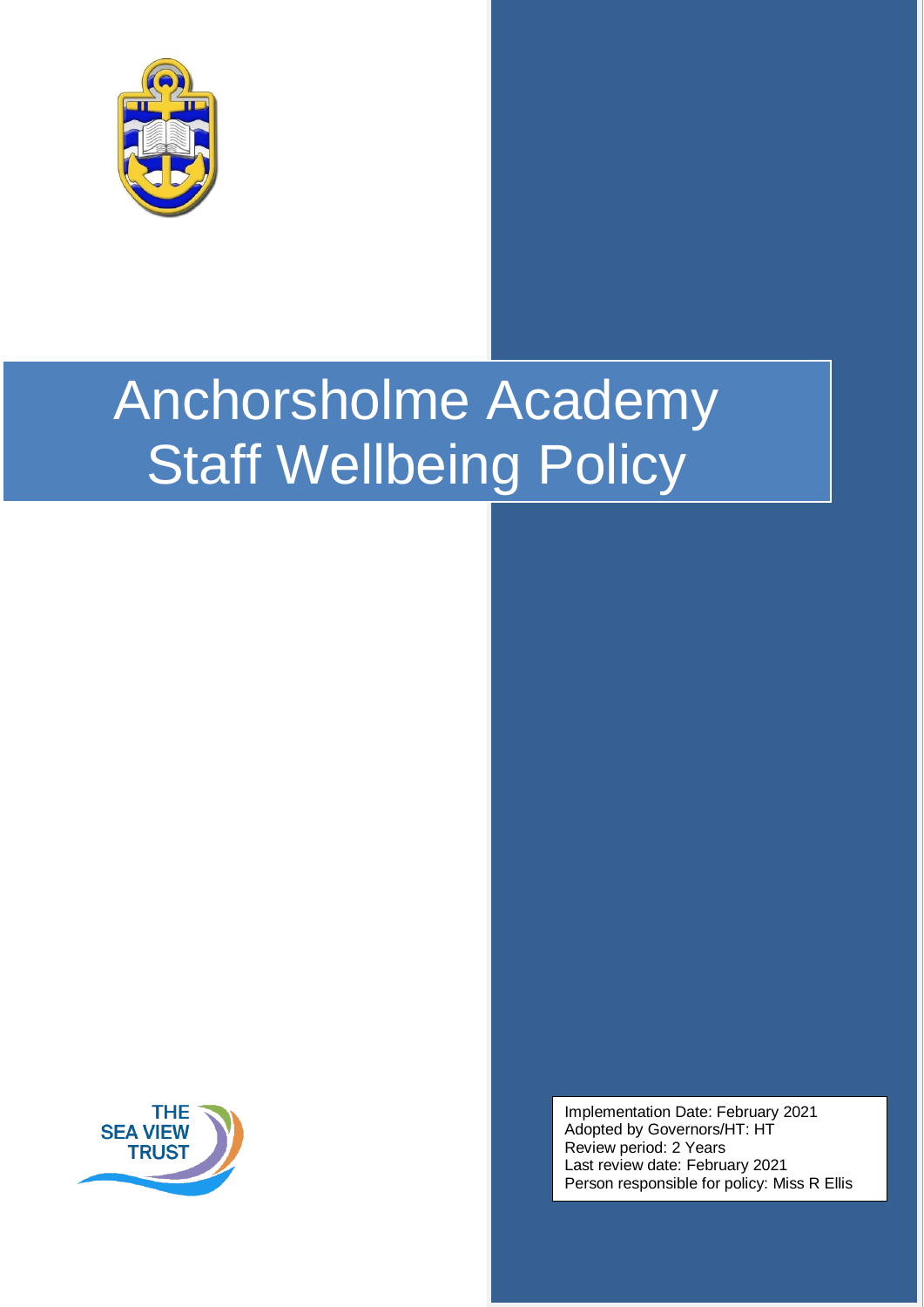# Anchorsholme Academy
# Staff Wellbeing Policy

THE SEA VIEW TRUST

Implementation Date: February 2021
Adopted by Governors/HT: HT
Review period: 2 Years
Last review date: February 2021
Person responsible for policy: Miss R Ellis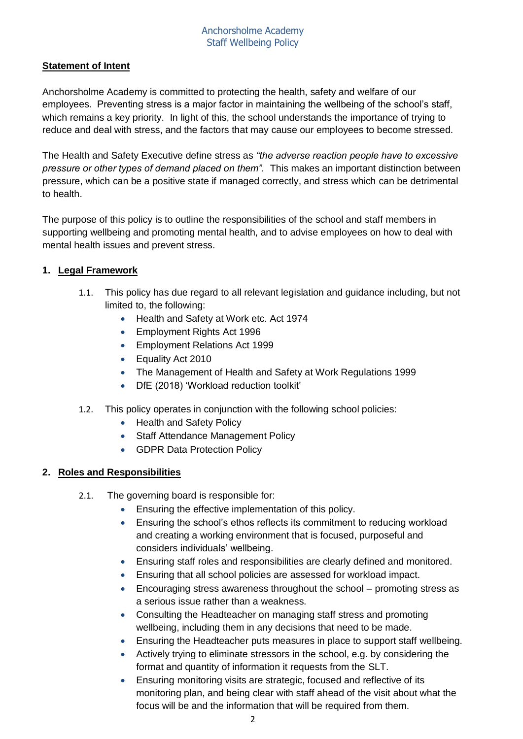## Statement of Intent

Anchorsholme Academy is committed to protecting the health, safety and welfare of our employees. Preventing stress is a major factor in maintaining the wellbeing of the school's staff, which remains a key priority. In light of this, the school understands the importance of trying to reduce and deal with stress, and the factors that may cause our employees to become stressed.

The Health and Safety Executive define stress as *"the adverse reaction people have to excessive pressure or other types of demand placed on them"*. This makes an important distinction between pressure, which can be a positive state if managed correctly, and stress which can be detrimental to health.

The purpose of this policy is to outline the responsibilities of the school and staff members in supporting wellbeing and promoting mental health, and to advise employees on how to deal with mental health issues and prevent stress.

## 1. Legal Framework

1.1. This policy has due regard to all relevant legislation and guidance including, but not limited to, the following:

- Health and Safety at Work etc. Act 1974
- Employment Rights Act 1996
- Employment Relations Act 1999
- Equality Act 2010
- The Management of Health and Safety at Work Regulations 1999
- DfE (2018) 'Workload reduction toolkit'

1.2. This policy operates in conjunction with the following school policies:

- Health and Safety Policy
- Staff Attendance Management Policy
- GDPR Data Protection Policy

## 2. Roles and Responsibilities

2.1. The governing board is responsible for:

- Ensuring the effective implementation of this policy.
- Ensuring the school's ethos reflects its commitment to reducing workload and creating a working environment that is focused, purposeful and considers individuals' wellbeing.
- Ensuring staff roles and responsibilities are clearly defined and monitored.
- Ensuring that all school policies are assessed for workload impact.
- Encouraging stress awareness throughout the school – promoting stress as a serious issue rather than a weakness.
- Consulting the Headteacher on managing staff stress and promoting wellbeing, including them in any decisions that need to be made.
- Ensuring the Headteacher puts measures in place to support staff wellbeing.
- Actively trying to eliminate stressors in the school, e.g. by considering the format and quantity of information it requests from the SLT.
- Ensuring monitoring visits are strategic, focused and reflective of its monitoring plan, and being clear with staff ahead of the visit about what the focus will be and the information that will be required from them.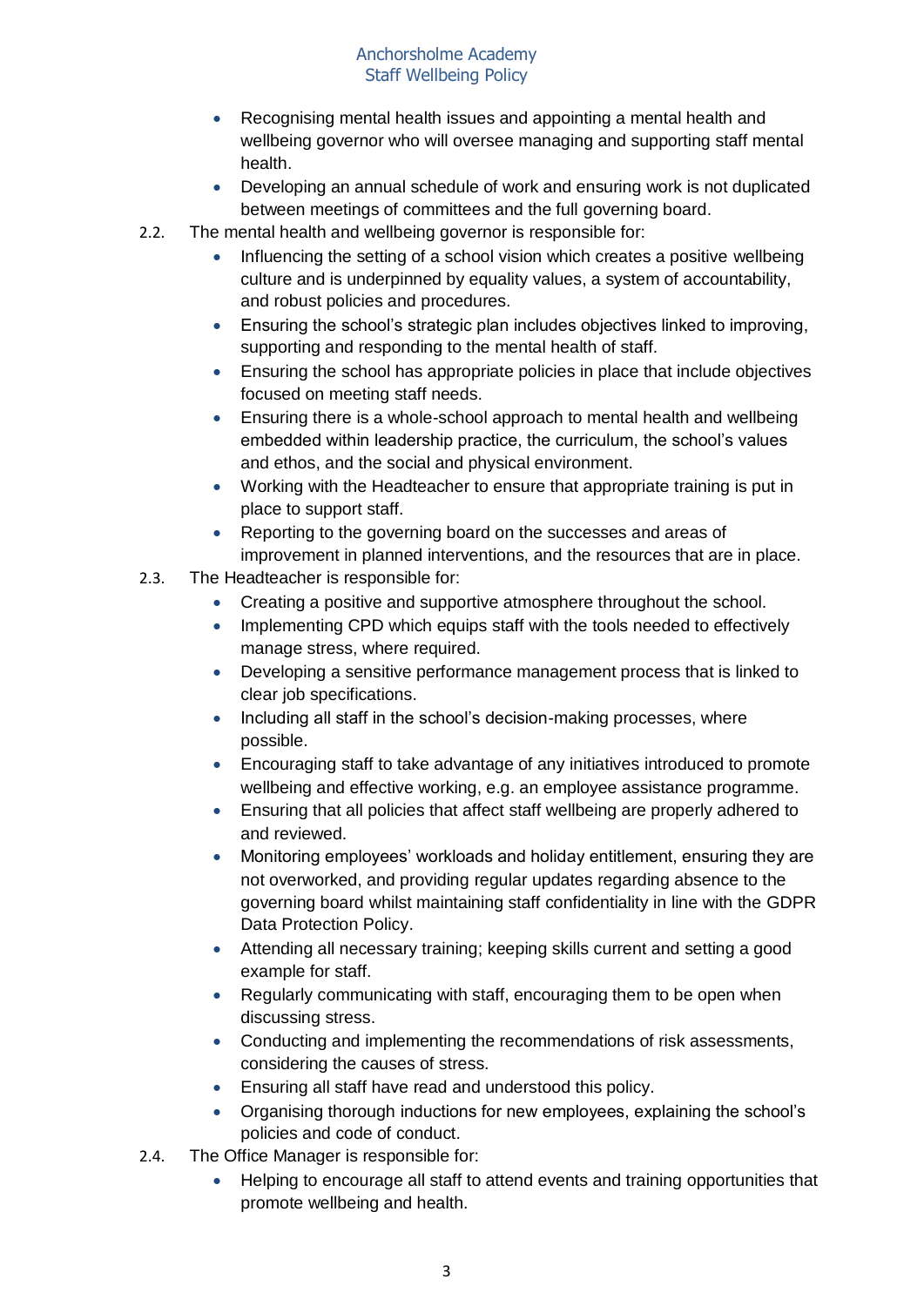- Recognising mental health issues and appointing a mental health and wellbeing governor who will oversee managing and supporting staff mental health.
- Developing an annual schedule of work and ensuring work is not duplicated between meetings of committees and the full governing board.

2.2. The mental health and wellbeing governor is responsible for:

- Influencing the setting of a school vision which creates a positive wellbeing culture and is underpinned by equality values, a system of accountability, and robust policies and procedures.
- Ensuring the school's strategic plan includes objectives linked to improving, supporting and responding to the mental health of staff.
- Ensuring the school has appropriate policies in place that include objectives focused on meeting staff needs.
- Ensuring there is a whole-school approach to mental health and wellbeing embedded within leadership practice, the curriculum, the school's values and ethos, and the social and physical environment.
- Working with the Headteacher to ensure that appropriate training is put in place to support staff.
- Reporting to the governing board on the successes and areas of improvement in planned interventions, and the resources that are in place.

2.3. The Headteacher is responsible for:

- Creating a positive and supportive atmosphere throughout the school.
- Implementing CPD which equips staff with the tools needed to effectively manage stress, where required.
- Developing a sensitive performance management process that is linked to clear job specifications.
- Including all staff in the school's decision-making processes, where possible.
- Encouraging staff to take advantage of any initiatives introduced to promote wellbeing and effective working, e.g. an employee assistance programme.
- Ensuring that all policies that affect staff wellbeing are properly adhered to and reviewed.
- Monitoring employees' workloads and holiday entitlement, ensuring they are not overworked, and providing regular updates regarding absence to the governing board whilst maintaining staff confidentiality in line with the GDPR Data Protection Policy.
- Attending all necessary training; keeping skills current and setting a good example for staff.
- Regularly communicating with staff, encouraging them to be open when discussing stress.
- Conducting and implementing the recommendations of risk assessments, considering the causes of stress.
- Ensuring all staff have read and understood this policy.
- Organising thorough inductions for new employees, explaining the school's policies and code of conduct.

2.4. The Office Manager is responsible for:

- Helping to encourage all staff to attend events and training opportunities that promote wellbeing and health.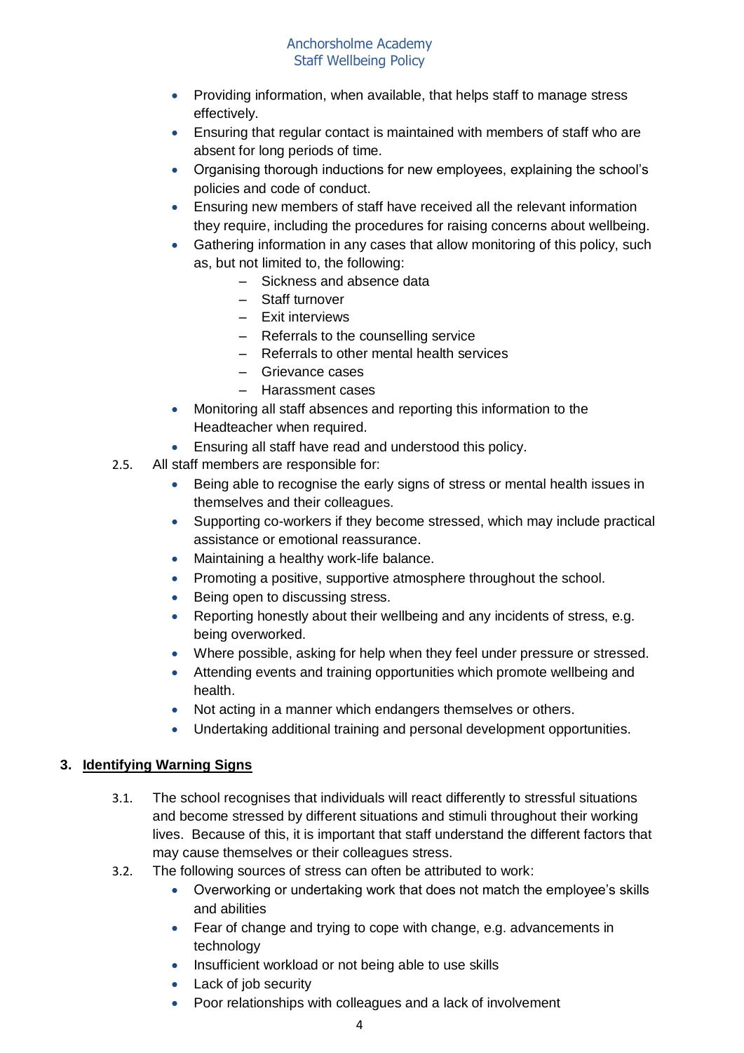- Providing information, when available, that helps staff to manage stress effectively.
- Ensuring that regular contact is maintained with members of staff who are absent for long periods of time.
- Organising thorough inductions for new employees, explaining the school's policies and code of conduct.
- Ensuring new members of staff have received all the relevant information they require, including the procedures for raising concerns about wellbeing.
- Gathering information in any cases that allow monitoring of this policy, such as, but not limited to, the following:
  - Sickness and absence data
  - Staff turnover
  - Exit interviews
  - Referrals to the counselling service
  - Referrals to other mental health services
  - Grievance cases
  - Harassment cases
- Monitoring all staff absences and reporting this information to the Headteacher when required.
- Ensuring all staff have read and understood this policy.

2.5. All staff members are responsible for:

- Being able to recognise the early signs of stress or mental health issues in themselves and their colleagues.
- Supporting co-workers if they become stressed, which may include practical assistance or emotional reassurance.
- Maintaining a healthy work-life balance.
- Promoting a positive, supportive atmosphere throughout the school.
- Being open to discussing stress.
- Reporting honestly about their wellbeing and any incidents of stress, e.g. being overworked.
- Where possible, asking for help when they feel under pressure or stressed.
- Attending events and training opportunities which promote wellbeing and health.
- Not acting in a manner which endangers themselves or others.
- Undertaking additional training and personal development opportunities.

## 3. Identifying Warning Signs

3.1. The school recognises that individuals will react differently to stressful situations and become stressed by different situations and stimuli throughout their working lives. Because of this, it is important that staff understand the different factors that may cause themselves or their colleagues stress.

3.2. The following sources of stress can often be attributed to work:

- Overworking or undertaking work that does not match the employee's skills and abilities
- Fear of change and trying to cope with change, e.g. advancements in technology
- Insufficient workload or not being able to use skills
- Lack of job security
- Poor relationships with colleagues and a lack of involvement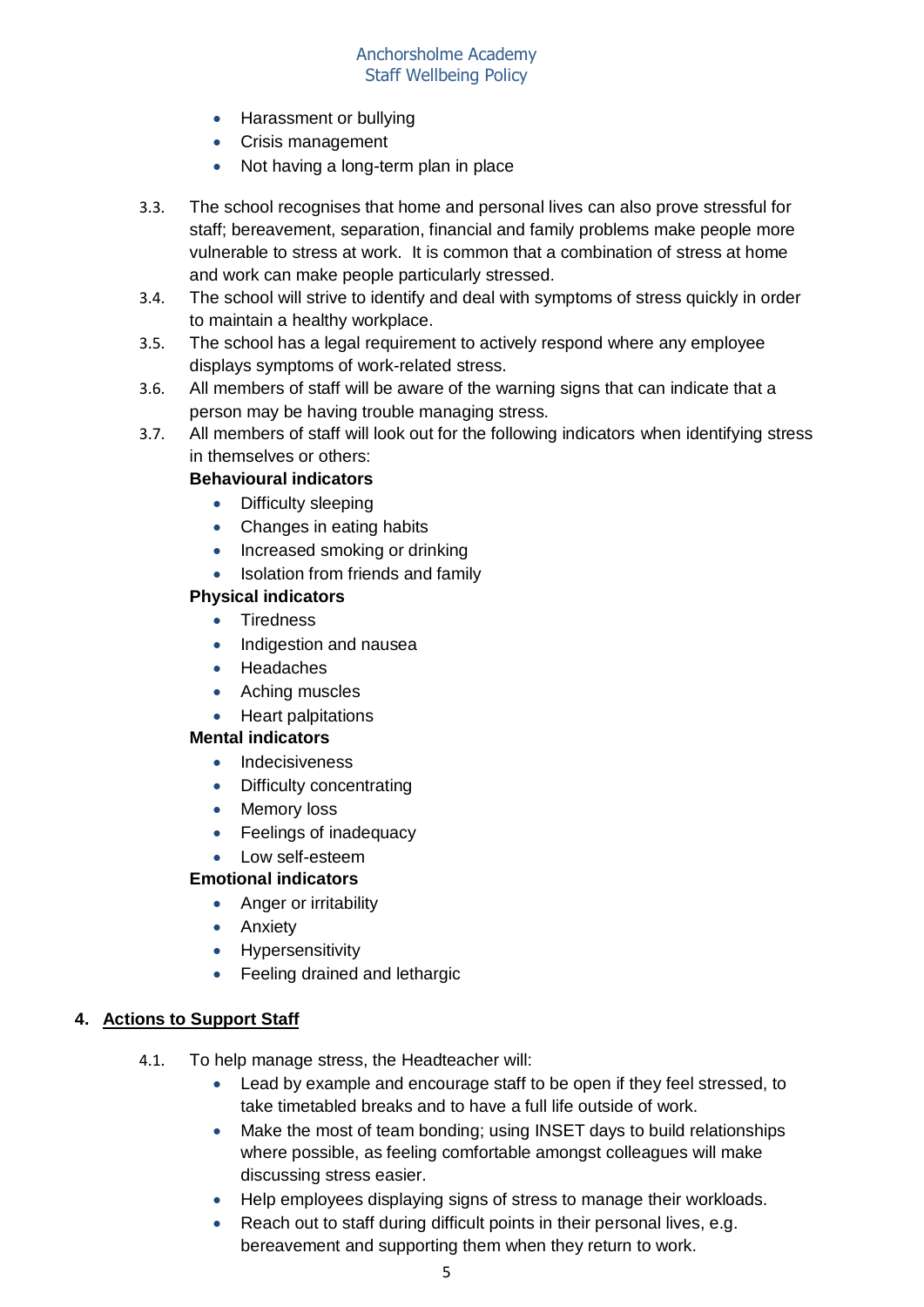- Harassment or bullying
- Crisis management
- Not having a long-term plan in place

3.3. The school recognises that home and personal lives can also prove stressful for staff; bereavement, separation, financial and family problems make people more vulnerable to stress at work. It is common that a combination of stress at home and work can make people particularly stressed.

3.4. The school will strive to identify and deal with symptoms of stress quickly in order to maintain a healthy workplace.

3.5. The school has a legal requirement to actively respond where any employee displays symptoms of work-related stress.

3.6. All members of staff will be aware of the warning signs that can indicate that a person may be having trouble managing stress.

3.7. All members of staff will look out for the following indicators when identifying stress in themselves or others:

**Behavioural indicators**

- Difficulty sleeping
- Changes in eating habits
- Increased smoking or drinking
- Isolation from friends and family

**Physical indicators**

- Tiredness
- Indigestion and nausea
- Headaches
- Aching muscles
- Heart palpitations

**Mental indicators**

- Indecisiveness
- Difficulty concentrating
- Memory loss
- Feelings of inadequacy
- Low self-esteem

**Emotional indicators**

- Anger or irritability
- Anxiety
- Hypersensitivity
- Feeling drained and lethargic

## 4. Actions to Support Staff

4.1. To help manage stress, the Headteacher will:

- Lead by example and encourage staff to be open if they feel stressed, to take timetabled breaks and to have a full life outside of work.
- Make the most of team bonding; using INSET days to build relationships where possible, as feeling comfortable amongst colleagues will make discussing stress easier.
- Help employees displaying signs of stress to manage their workloads.
- Reach out to staff during difficult points in their personal lives, e.g. bereavement and supporting them when they return to work.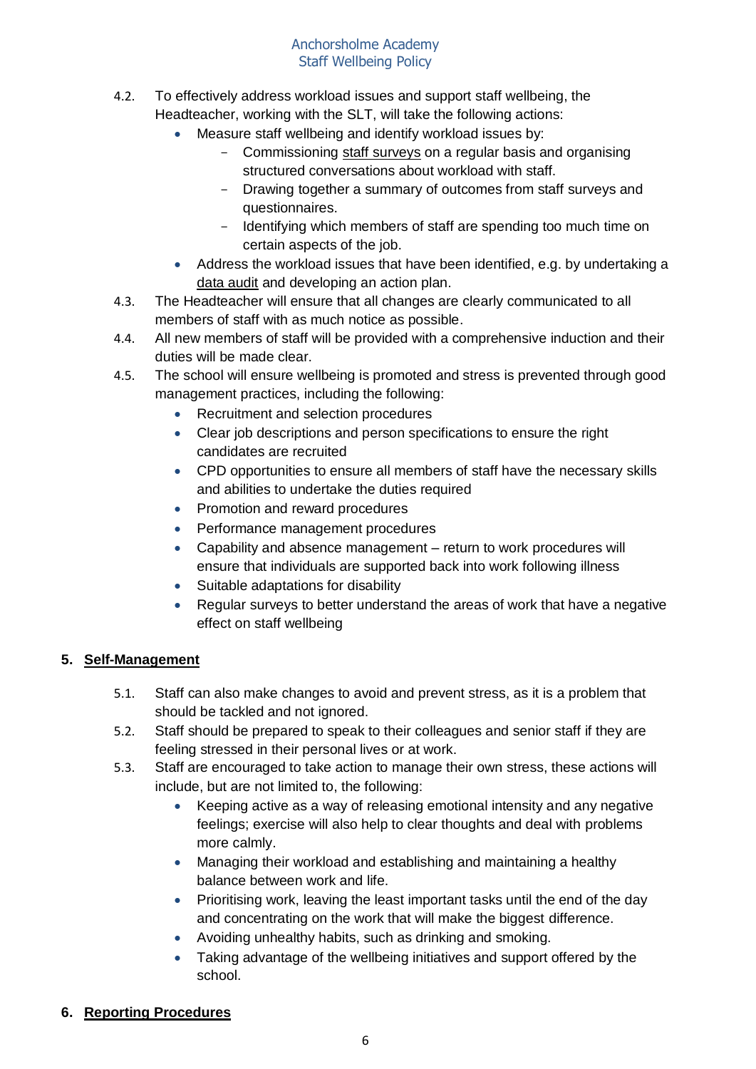4.2. To effectively address workload issues and support staff wellbeing, the Headteacher, working with the SLT, will take the following actions:

- Measure staff wellbeing and identify workload issues by:
  - Commissioning staff surveys on a regular basis and organising structured conversations about workload with staff.
  - Drawing together a summary of outcomes from staff surveys and questionnaires.
  - Identifying which members of staff are spending too much time on certain aspects of the job.
- Address the workload issues that have been identified, e.g. by undertaking a data audit and developing an action plan.

4.3. The Headteacher will ensure that all changes are clearly communicated to all members of staff with as much notice as possible.

4.4. All new members of staff will be provided with a comprehensive induction and their duties will be made clear.

4.5. The school will ensure wellbeing is promoted and stress is prevented through good management practices, including the following:

- Recruitment and selection procedures
- Clear job descriptions and person specifications to ensure the right candidates are recruited
- CPD opportunities to ensure all members of staff have the necessary skills and abilities to undertake the duties required
- Promotion and reward procedures
- Performance management procedures
- Capability and absence management – return to work procedures will ensure that individuals are supported back into work following illness
- Suitable adaptations for disability
- Regular surveys to better understand the areas of work that have a negative effect on staff wellbeing

## 5. Self-Management

5.1. Staff can also make changes to avoid and prevent stress, as it is a problem that should be tackled and not ignored.

5.2. Staff should be prepared to speak to their colleagues and senior staff if they are feeling stressed in their personal lives or at work.

5.3. Staff are encouraged to take action to manage their own stress, these actions will include, but are not limited to, the following:

- Keeping active as a way of releasing emotional intensity and any negative feelings; exercise will also help to clear thoughts and deal with problems more calmly.
- Managing their workload and establishing and maintaining a healthy balance between work and life.
- Prioritising work, leaving the least important tasks until the end of the day and concentrating on the work that will make the biggest difference.
- Avoiding unhealthy habits, such as drinking and smoking.
- Taking advantage of the wellbeing initiatives and support offered by the school.

## 6. Reporting Procedures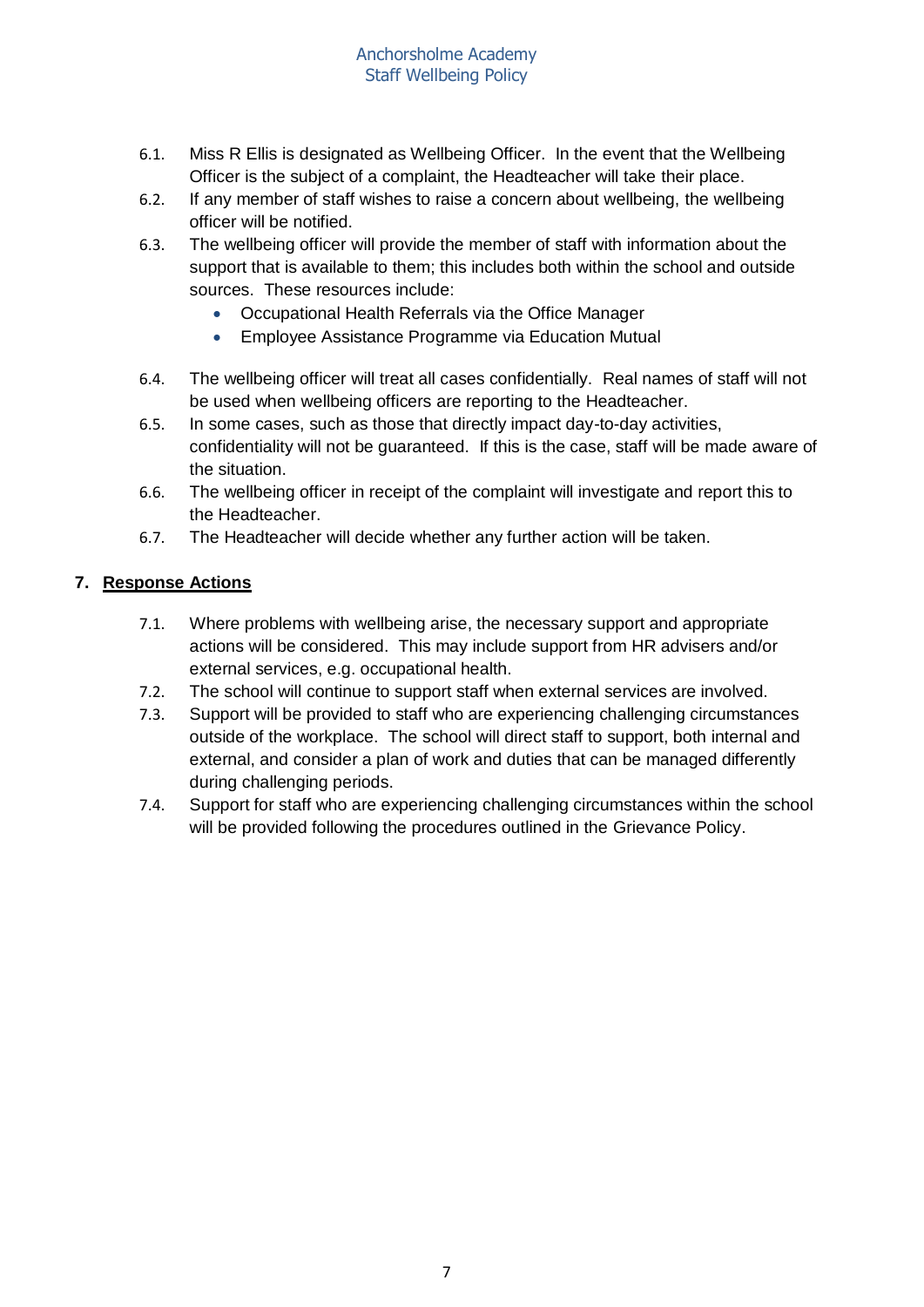6.1. Miss R Ellis is designated as Wellbeing Officer. In the event that the Wellbeing Officer is the subject of a complaint, the Headteacher will take their place.

6.2. If any member of staff wishes to raise a concern about wellbeing, the wellbeing officer will be notified.

6.3. The wellbeing officer will provide the member of staff with information about the support that is available to them; this includes both within the school and outside sources. These resources include:

- Occupational Health Referrals via the Office Manager
- Employee Assistance Programme via Education Mutual

6.4. The wellbeing officer will treat all cases confidentially. Real names of staff will not be used when wellbeing officers are reporting to the Headteacher.

6.5. In some cases, such as those that directly impact day-to-day activities, confidentiality will not be guaranteed. If this is the case, staff will be made aware of the situation.

6.6. The wellbeing officer in receipt of the complaint will investigate and report this to the Headteacher.

6.7. The Headteacher will decide whether any further action will be taken.

## 7. <u>Response Actions</u>

7.1. Where problems with wellbeing arise, the necessary support and appropriate actions will be considered. This may include support from HR advisers and/or external services, e.g. occupational health.

7.2. The school will continue to support staff when external services are involved.

7.3. Support will be provided to staff who are experiencing challenging circumstances outside of the workplace. The school will direct staff to support, both internal and external, and consider a plan of work and duties that can be managed differently during challenging periods.

7.4. Support for staff who are experiencing challenging circumstances within the school will be provided following the procedures outlined in the Grievance Policy.